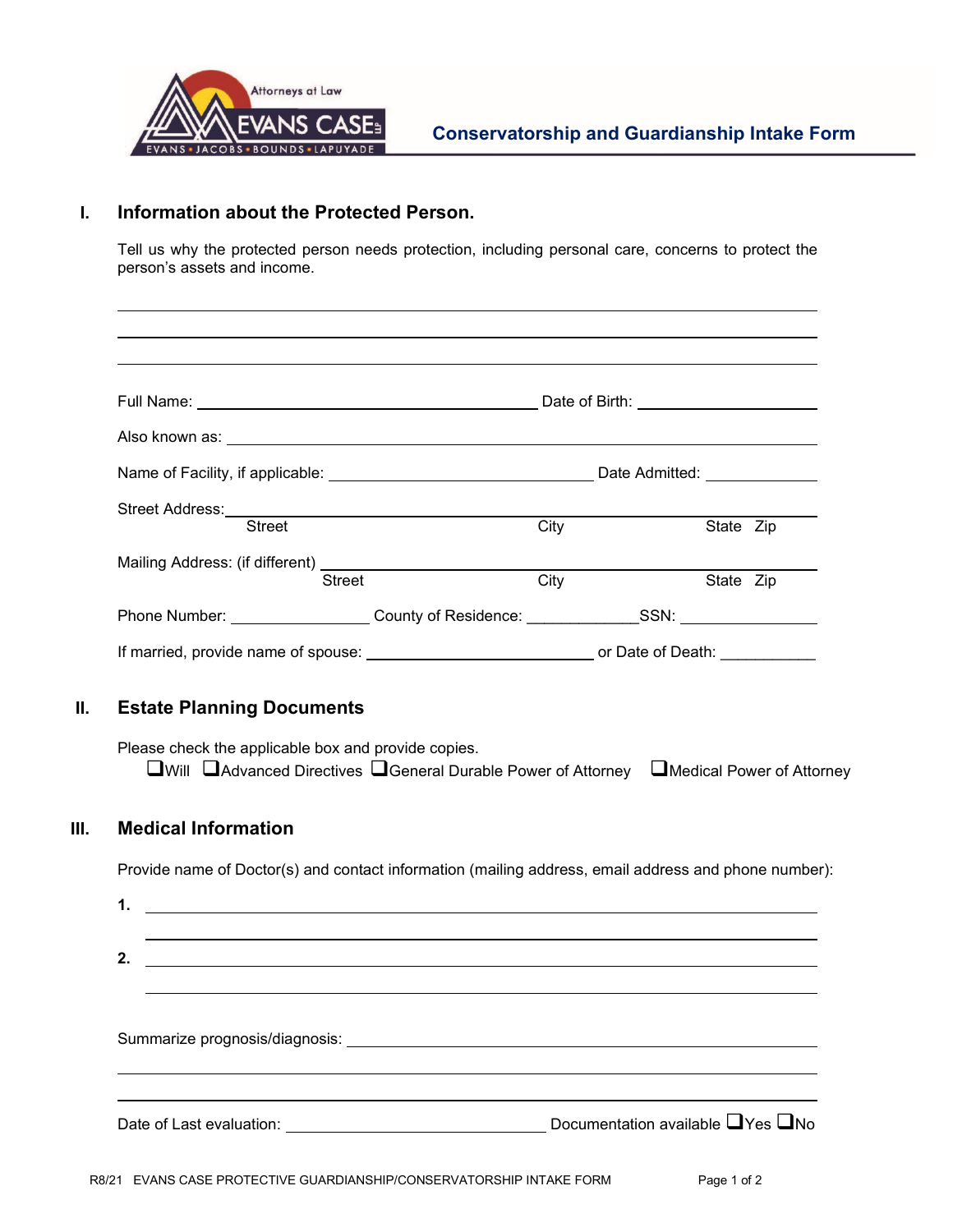Attorneys at Law

EVANS CASE LLP

EVANS • JACOBS • BOUNDS • LAPUYADE

# Conservatorship and Guardianship Intake Form

## I. Information about the Protected Person.

Tell us why the protected person needs protection, including personal care, concerns to protect the person's assets and income.

______________________________________________________________________________

______________________________________________________________________________

______________________________________________________________________________

Full Name: ______________________________ Date of Birth: ________________

Also known as: ______________________________________________________

Name of Facility, if applicable: ________________________ Date Admitted: __________

Street Address: ______________________________________________________
Street City State Zip

Mailing Address: (if different) ________________________________________
Street City State Zip

Phone Number: ______________ County of Residence: ___________ SSN: ______________

If married, provide name of spouse: ____________________ or Date of Death: __________

## II. Estate Planning Documents

Please check the applicable box and provide copies.

❑ Will ❑ Advanced Directives ❑ General Durable Power of Attorney ❑ Medical Power of Attorney

## III. Medical Information

Provide name of Doctor(s) and contact information (mailing address, email address and phone number):

1. ______________________________________________________________________

______________________________________________________________________

2. ______________________________________________________________________

______________________________________________________________________

Summarize prognosis/diagnosis: ___________________________________________

______________________________________________________________________

______________________________________________________________________

Date of Last evaluation: ________________________ Documentation available ❑ Yes ❑ No

R8/21 EVANS CASE PROTECTIVE GUARDIANSHIP/CONSERVATORSHIP INTAKE FORM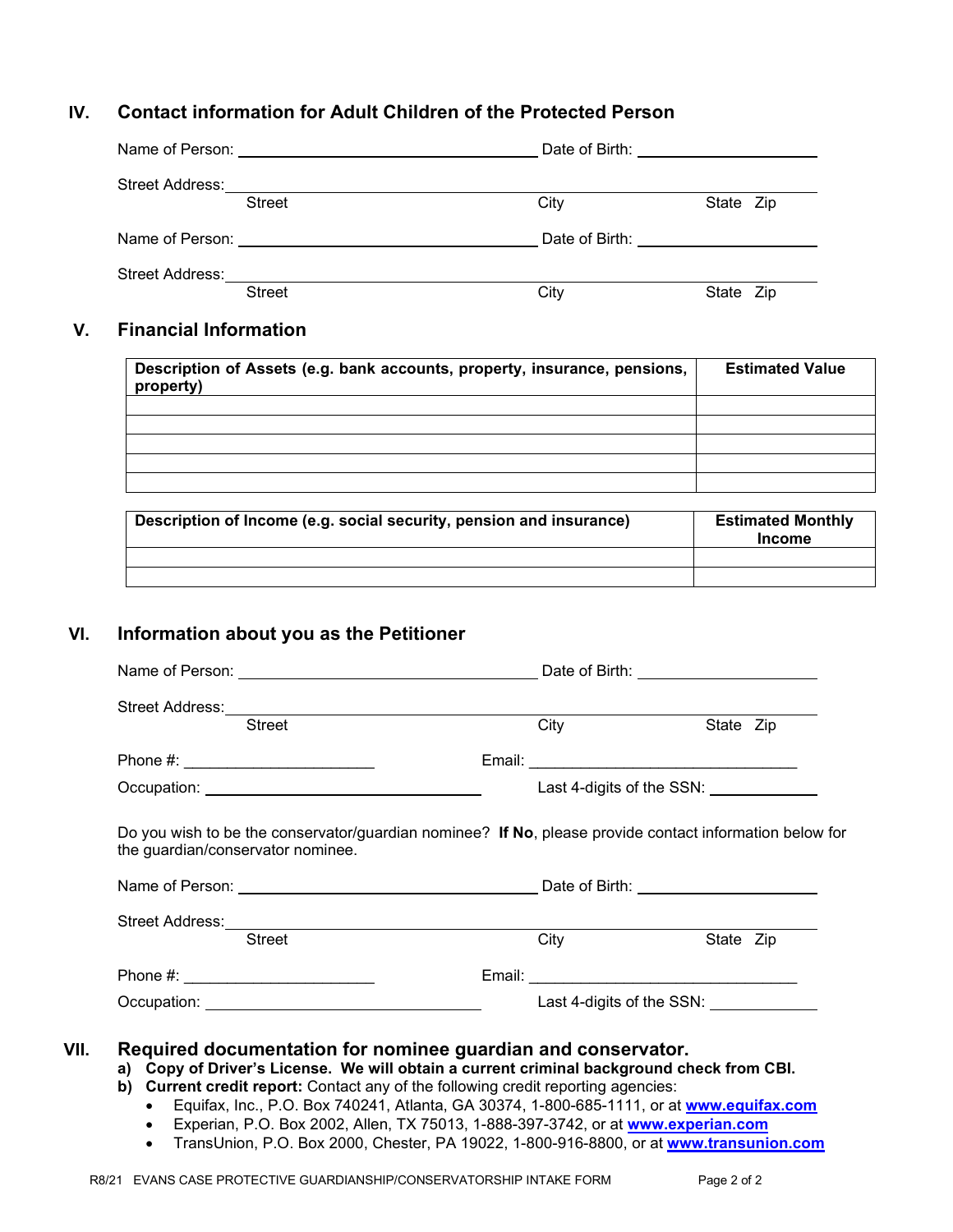## IV. Contact information for Adult Children of the Protected Person

Name of Person: ______________________________ Date of Birth: ____________________

Street Address: ________________________________________________________________
Street City State Zip

Name of Person: ______________________________ Date of Birth: ____________________

Street Address: ________________________________________________________________
Street City State Zip

## V. Financial Information

| Description of Assets (e.g. bank accounts, property, insurance, pensions, property) | Estimated Value |
|---|---|
| | |
| | |
| | |
| | |
| | |

| Description of Income (e.g. social security, pension and insurance) | Estimated Monthly Income |
|---|---|
| | |
| | |

## VI. Information about you as the Petitioner

Name of Person: ______________________________ Date of Birth: ____________________

Street Address: ________________________________________________________________
Street City State Zip

Phone #: ______________________ Email: _______________________________

Occupation: ______________________________ Last 4-digits of the SSN: ____________

Do you wish to be the conservator/guardian nominee? **If No**, please provide contact information below for the guardian/conservator nominee.

Name of Person: ______________________________ Date of Birth: ____________________

Street Address: ________________________________________________________________
Street City State Zip

Phone #: ______________________ Email: _______________________________

Occupation: ______________________________ Last 4-digits of the SSN: ____________

## VII. Required documentation for nominee guardian and conservator.

**a) Copy of Driver's License. We will obtain a current criminal background check from CBI.**

**b) Current credit report:** Contact any of the following credit reporting agencies:

- Equifax, Inc., P.O. Box 740241, Atlanta, GA 30374, 1-800-685-1111, or at **www.equifax.com**
- Experian, P.O. Box 2002, Allen, TX 75013, 1-888-397-3742, or at **www.experian.com**
- TransUnion, P.O. Box 2000, Chester, PA 19022, 1-800-916-8800, or at **www.transunion.com**